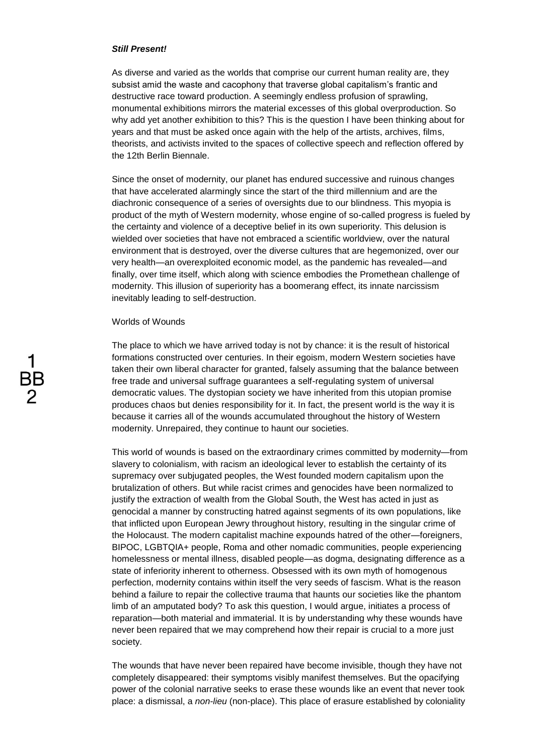***Still Present!***

As diverse and varied as the worlds that comprise our current human reality are, they subsist amid the waste and cacophony that traverse global capitalism's frantic and destructive race toward production. A seemingly endless profusion of sprawling, monumental exhibitions mirrors the material excesses of this global overproduction. So why add yet another exhibition to this? This is the question I have been thinking about for years and that must be asked once again with the help of the artists, archives, films, theorists, and activists invited to the spaces of collective speech and reflection offered by the 12th Berlin Biennale.

Since the onset of modernity, our planet has endured successive and ruinous changes that have accelerated alarmingly since the start of the third millennium and are the diachronic consequence of a series of oversights due to our blindness. This myopia is product of the myth of Western modernity, whose engine of so-called progress is fueled by the certainty and violence of a deceptive belief in its own superiority. This delusion is wielded over societies that have not embraced a scientific worldview, over the natural environment that is destroyed, over the diverse cultures that are hegemonized, over our very health—an overexploited economic model, as the pandemic has revealed—and finally, over time itself, which along with science embodies the Promethean challenge of modernity. This illusion of superiority has a boomerang effect, its innate narcissism inevitably leading to self-destruction.

Worlds of Wounds

The place to which we have arrived today is not by chance: it is the result of historical formations constructed over centuries. In their egoism, modern Western societies have taken their own liberal character for granted, falsely assuming that the balance between free trade and universal suffrage guarantees a self-regulating system of universal democratic values. The dystopian society we have inherited from this utopian promise produces chaos but denies responsibility for it. In fact, the present world is the way it is because it carries all of the wounds accumulated throughout the history of Western modernity. Unrepaired, they continue to haunt our societies.

This world of wounds is based on the extraordinary crimes committed by modernity—from slavery to colonialism, with racism an ideological lever to establish the certainty of its supremacy over subjugated peoples, the West founded modern capitalism upon the brutalization of others. But while racist crimes and genocides have been normalized to justify the extraction of wealth from the Global South, the West has acted in just as genocidal a manner by constructing hatred against segments of its own populations, like that inflicted upon European Jewry throughout history, resulting in the singular crime of the Holocaust. The modern capitalist machine expounds hatred of the other—foreigners, BIPOC, LGBTQIA+ people, Roma and other nomadic communities, people experiencing homelessness or mental illness, disabled people—as dogma, designating difference as a state of inferiority inherent to otherness. Obsessed with its own myth of homogenous perfection, modernity contains within itself the very seeds of fascism. What is the reason behind a failure to repair the collective trauma that haunts our societies like the phantom limb of an amputated body? To ask this question, I would argue, initiates a process of reparation—both material and immaterial. It is by understanding why these wounds have never been repaired that we may comprehend how their repair is crucial to a more just society.

The wounds that have never been repaired have become invisible, though they have not completely disappeared: their symptoms visibly manifest themselves. But the opacifying power of the colonial narrative seeks to erase these wounds like an event that never took place: a dismissal, a *non-lieu* (non-place). This place of erasure established by coloniality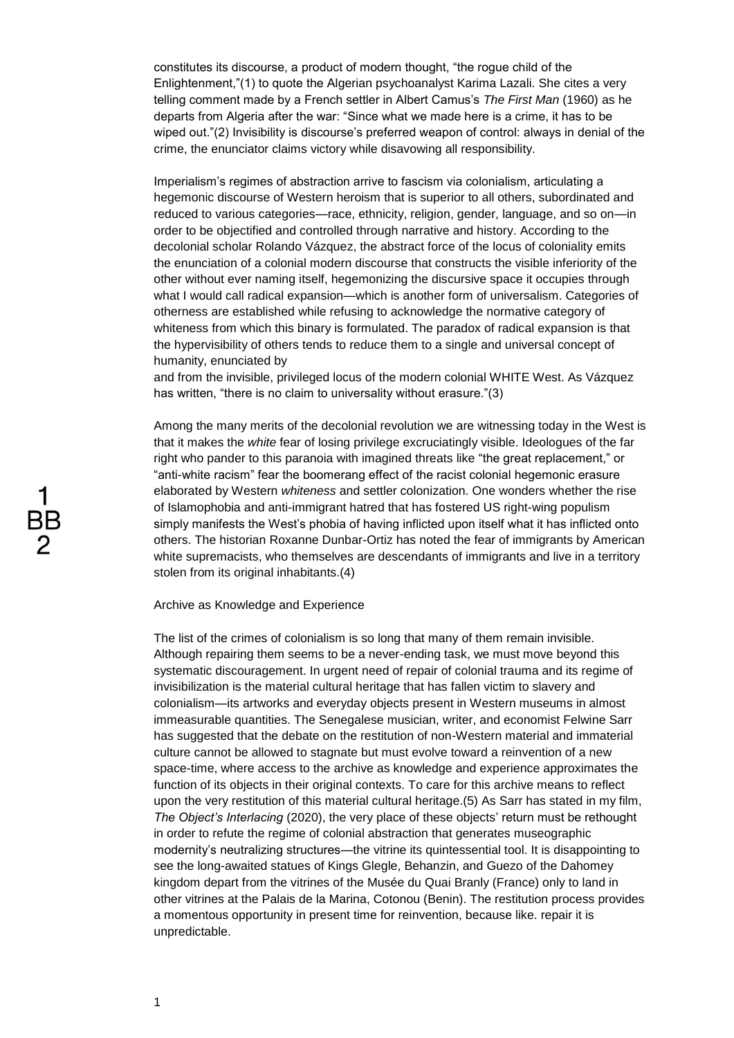constitutes its discourse, a product of modern thought, "the rogue child of the Enlightenment,"(1) to quote the Algerian psychoanalyst Karima Lazali. She cites a very telling comment made by a French settler in Albert Camus's *The First Man* (1960) as he departs from Algeria after the war: "Since what we made here is a crime, it has to be wiped out."(2) Invisibility is discourse's preferred weapon of control: always in denial of the crime, the enunciator claims victory while disavowing all responsibility.

Imperialism's regimes of abstraction arrive to fascism via colonialism, articulating a hegemonic discourse of Western heroism that is superior to all others, subordinated and reduced to various categories—race, ethnicity, religion, gender, language, and so on—in order to be objectified and controlled through narrative and history. According to the decolonial scholar Rolando Vázquez, the abstract force of the locus of coloniality emits the enunciation of a colonial modern discourse that constructs the visible inferiority of the other without ever naming itself, hegemonizing the discursive space it occupies through what I would call radical expansion—which is another form of universalism. Categories of otherness are established while refusing to acknowledge the normative category of whiteness from which this binary is formulated. The paradox of radical expansion is that the hypervisibility of others tends to reduce them to a single and universal concept of humanity, enunciated by
and from the invisible, privileged locus of the modern colonial WHITE West. As Vázquez has written, "there is no claim to universality without erasure."(3)

Among the many merits of the decolonial revolution we are witnessing today in the West is that it makes the *white* fear of losing privilege excruciatingly visible. Ideologues of the far right who pander to this paranoia with imagined threats like "the great replacement," or "anti-white racism" fear the boomerang effect of the racist colonial hegemonic erasure elaborated by Western *whiteness* and settler colonization. One wonders whether the rise of Islamophobia and anti-immigrant hatred that has fostered US right-wing populism simply manifests the West's phobia of having inflicted upon itself what it has inflicted onto others. The historian Roxanne Dunbar-Ortiz has noted the fear of immigrants by American white supremacists, who themselves are descendants of immigrants and live in a territory stolen from its original inhabitants.(4)

Archive as Knowledge and Experience

The list of the crimes of colonialism is so long that many of them remain invisible. Although repairing them seems to be a never-ending task, we must move beyond this systematic discouragement. In urgent need of repair of colonial trauma and its regime of invisibilization is the material cultural heritage that has fallen victim to slavery and colonialism—its artworks and everyday objects present in Western museums in almost immeasurable quantities. The Senegalese musician, writer, and economist Felwine Sarr has suggested that the debate on the restitution of non-Western material and immaterial culture cannot be allowed to stagnate but must evolve toward a reinvention of a new space-time, where access to the archive as knowledge and experience approximates the function of its objects in their original contexts. To care for this archive means to reflect upon the very restitution of this material cultural heritage.(5) As Sarr has stated in my film, *The Object's Interlacing* (2020), the very place of these objects' return must be rethought in order to refute the regime of colonial abstraction that generates museographic modernity's neutralizing structures—the vitrine its quintessential tool. It is disappointing to see the long-awaited statues of Kings Glegle, Behanzin, and Guezo of the Dahomey kingdom depart from the vitrines of the Musée du Quai Branly (France) only to land in other vitrines at the Palais de la Marina, Cotonou (Benin). The restitution process provides a momentous opportunity in present time for reinvention, because like. repair it is unpredictable.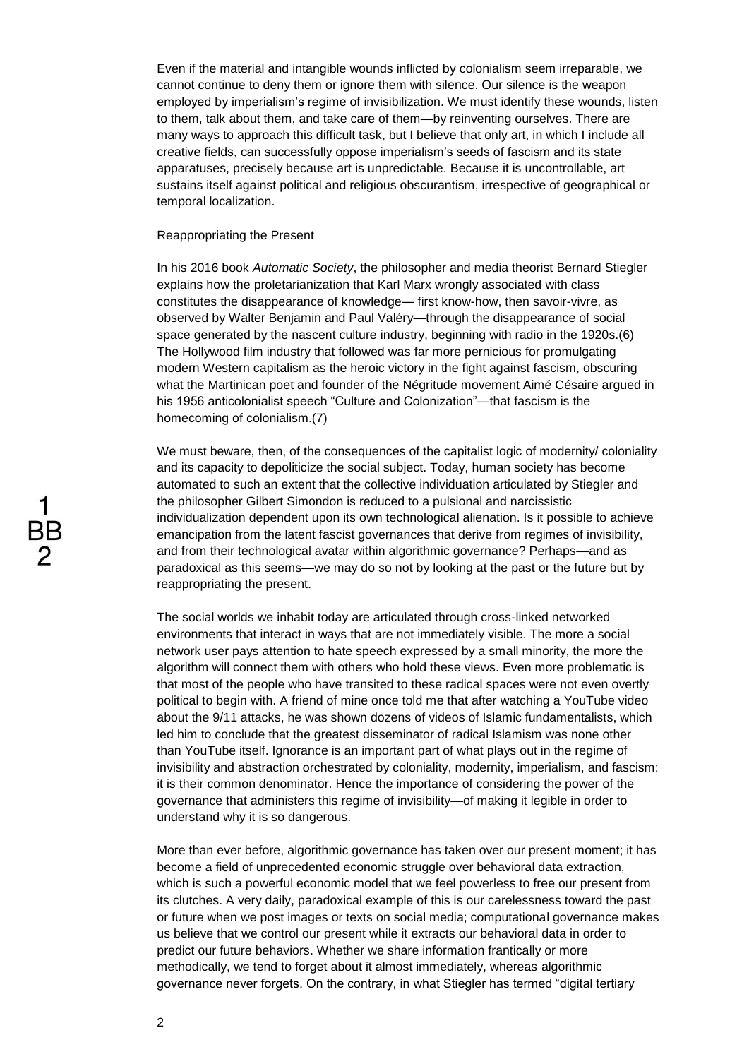Even if the material and intangible wounds inflicted by colonialism seem irreparable, we cannot continue to deny them or ignore them with silence. Our silence is the weapon employed by imperialism's regime of invisibilization. We must identify these wounds, listen to them, talk about them, and take care of them—by reinventing ourselves. There are many ways to approach this difficult task, but I believe that only art, in which I include all creative fields, can successfully oppose imperialism's seeds of fascism and its state apparatuses, precisely because art is unpredictable. Because it is uncontrollable, art sustains itself against political and religious obscurantism, irrespective of geographical or temporal localization.

## Reappropriating the Present

In his 2016 book *Automatic Society*, the philosopher and media theorist Bernard Stiegler explains how the proletarianization that Karl Marx wrongly associated with class constitutes the disappearance of knowledge— first know-how, then savoir-vivre, as observed by Walter Benjamin and Paul Valéry—through the disappearance of social space generated by the nascent culture industry, beginning with radio in the 1920s.(6) The Hollywood film industry that followed was far more pernicious for promulgating modern Western capitalism as the heroic victory in the fight against fascism, obscuring what the Martinican poet and founder of the Négritude movement Aimé Césaire argued in his 1956 anticolonialist speech "Culture and Colonization"—that fascism is the homecoming of colonialism.(7)

We must beware, then, of the consequences of the capitalist logic of modernity/ coloniality and its capacity to depoliticize the social subject. Today, human society has become automated to such an extent that the collective individuation articulated by Stiegler and the philosopher Gilbert Simondon is reduced to a pulsional and narcissistic individualization dependent upon its own technological alienation. Is it possible to achieve emancipation from the latent fascist governances that derive from regimes of invisibility, and from their technological avatar within algorithmic governance? Perhaps—and as paradoxical as this seems—we may do so not by looking at the past or the future but by reappropriating the present.

The social worlds we inhabit today are articulated through cross-linked networked environments that interact in ways that are not immediately visible. The more a social network user pays attention to hate speech expressed by a small minority, the more the algorithm will connect them with others who hold these views. Even more problematic is that most of the people who have transited to these radical spaces were not even overtly political to begin with. A friend of mine once told me that after watching a YouTube video about the 9/11 attacks, he was shown dozens of videos of Islamic fundamentalists, which led him to conclude that the greatest disseminator of radical Islamism was none other than YouTube itself. Ignorance is an important part of what plays out in the regime of invisibility and abstraction orchestrated by coloniality, modernity, imperialism, and fascism: it is their common denominator. Hence the importance of considering the power of the governance that administers this regime of invisibility—of making it legible in order to understand why it is so dangerous.

More than ever before, algorithmic governance has taken over our present moment; it has become a field of unprecedented economic struggle over behavioral data extraction, which is such a powerful economic model that we feel powerless to free our present from its clutches. A very daily, paradoxical example of this is our carelessness toward the past or future when we post images or texts on social media; computational governance makes us believe that we control our present while it extracts our behavioral data in order to predict our future behaviors. Whether we share information frantically or more methodically, we tend to forget about it almost immediately, whereas algorithmic governance never forgets. On the contrary, in what Stiegler has termed "digital tertiary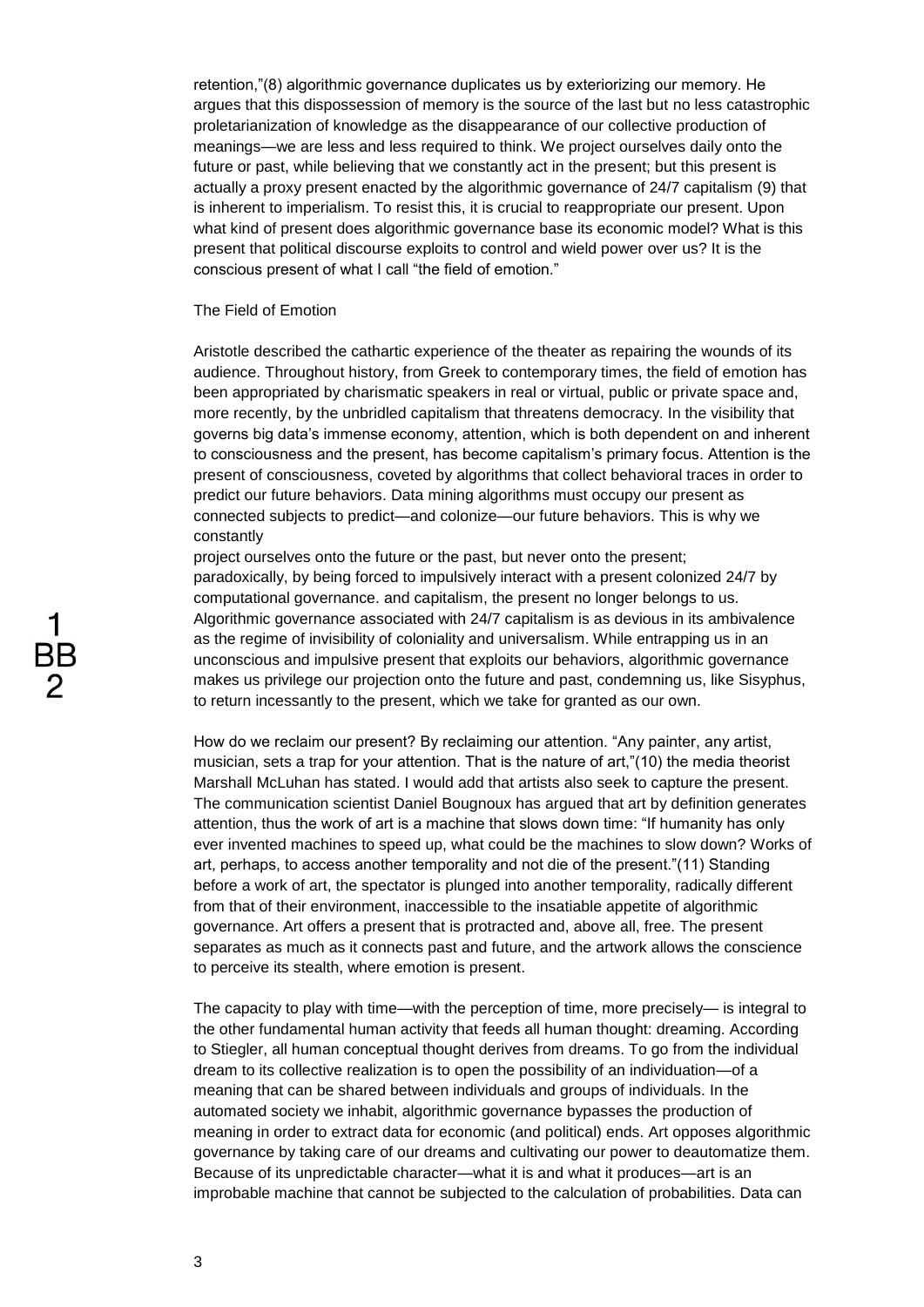retention,"(8) algorithmic governance duplicates us by exteriorizing our memory. He argues that this dispossession of memory is the source of the last but no less catastrophic proletarianization of knowledge as the disappearance of our collective production of meanings—we are less and less required to think. We project ourselves daily onto the future or past, while believing that we constantly act in the present; but this present is actually a proxy present enacted by the algorithmic governance of 24/7 capitalism (9) that is inherent to imperialism. To resist this, it is crucial to reappropriate our present. Upon what kind of present does algorithmic governance base its economic model? What is this present that political discourse exploits to control and wield power over us? It is the conscious present of what I call "the field of emotion."

## The Field of Emotion

Aristotle described the cathartic experience of the theater as repairing the wounds of its audience. Throughout history, from Greek to contemporary times, the field of emotion has been appropriated by charismatic speakers in real or virtual, public or private space and, more recently, by the unbridled capitalism that threatens democracy. In the visibility that governs big data's immense economy, attention, which is both dependent on and inherent to consciousness and the present, has become capitalism's primary focus. Attention is the present of consciousness, coveted by algorithms that collect behavioral traces in order to predict our future behaviors. Data mining algorithms must occupy our present as connected subjects to predict—and colonize—our future behaviors. This is why we constantly project ourselves onto the future or the past, but never onto the present; paradoxically, by being forced to impulsively interact with a present colonized 24/7 by computational governance. and capitalism, the present no longer belongs to us. Algorithmic governance associated with 24/7 capitalism is as devious in its ambivalence as the regime of invisibility of coloniality and universalism. While entrapping us in an unconscious and impulsive present that exploits our behaviors, algorithmic governance makes us privilege our projection onto the future and past, condemning us, like Sisyphus, to return incessantly to the present, which we take for granted as our own.

How do we reclaim our present? By reclaiming our attention. "Any painter, any artist, musician, sets a trap for your attention. That is the nature of art,"(10) the media theorist Marshall McLuhan has stated. I would add that artists also seek to capture the present. The communication scientist Daniel Bougnoux has argued that art by definition generates attention, thus the work of art is a machine that slows down time: "If humanity has only ever invented machines to speed up, what could be the machines to slow down? Works of art, perhaps, to access another temporality and not die of the present."(11) Standing before a work of art, the spectator is plunged into another temporality, radically different from that of their environment, inaccessible to the insatiable appetite of algorithmic governance. Art offers a present that is protracted and, above all, free. The present separates as much as it connects past and future, and the artwork allows the conscience to perceive its stealth, where emotion is present.

The capacity to play with time—with the perception of time, more precisely— is integral to the other fundamental human activity that feeds all human thought: dreaming. According to Stiegler, all human conceptual thought derives from dreams. To go from the individual dream to its collective realization is to open the possibility of an individuation—of a meaning that can be shared between individuals and groups of individuals. In the automated society we inhabit, algorithmic governance bypasses the production of meaning in order to extract data for economic (and political) ends. Art opposes algorithmic governance by taking care of our dreams and cultivating our power to deautomatize them. Because of its unpredictable character—what it is and what it produces—art is an improbable machine that cannot be subjected to the calculation of probabilities. Data can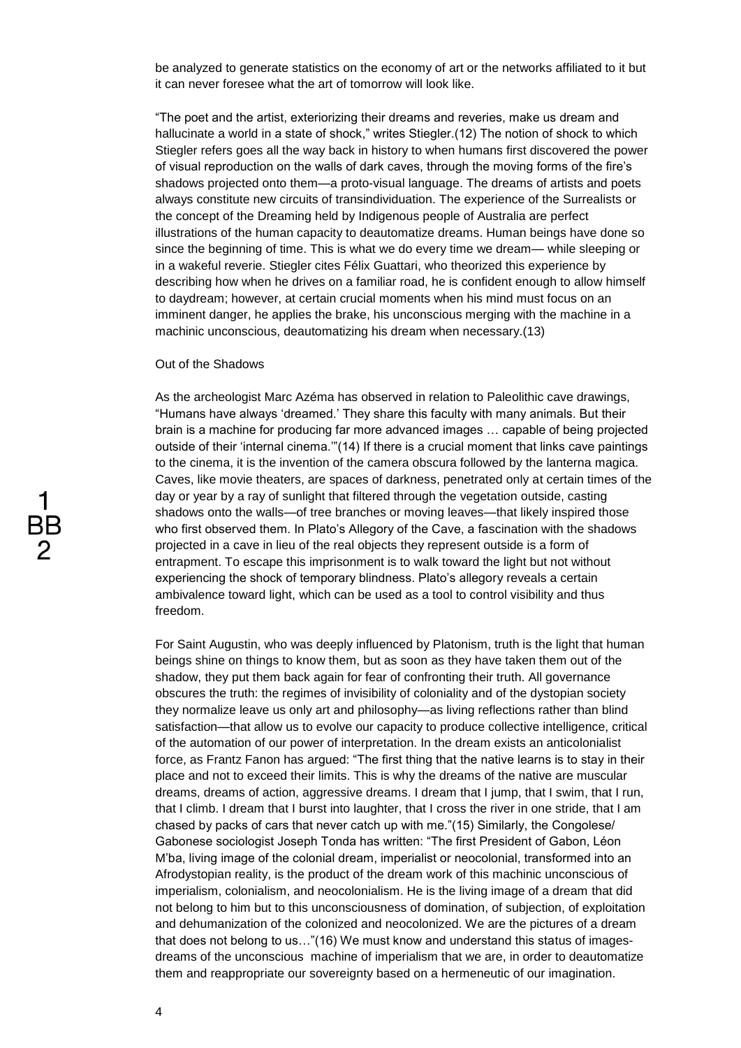be analyzed to generate statistics on the economy of art or the networks affiliated to it but it can never foresee what the art of tomorrow will look like.

"The poet and the artist, exteriorizing their dreams and reveries, make us dream and hallucinate a world in a state of shock," writes Stiegler.(12) The notion of shock to which Stiegler refers goes all the way back in history to when humans first discovered the power of visual reproduction on the walls of dark caves, through the moving forms of the fire's shadows projected onto them—a proto-visual language. The dreams of artists and poets always constitute new circuits of transindividuation. The experience of the Surrealists or the concept of the Dreaming held by Indigenous people of Australia are perfect illustrations of the human capacity to deautomatize dreams. Human beings have done so since the beginning of time. This is what we do every time we dream— while sleeping or in a wakeful reverie. Stiegler cites Félix Guattari, who theorized this experience by describing how when he drives on a familiar road, he is confident enough to allow himself to daydream; however, at certain crucial moments when his mind must focus on an imminent danger, he applies the brake, his unconscious merging with the machine in a machinic unconscious, deautomatizing his dream when necessary.(13)

## Out of the Shadows

As the archeologist Marc Azéma has observed in relation to Paleolithic cave drawings, "Humans have always 'dreamed.' They share this faculty with many animals. But their brain is a machine for producing far more advanced images … capable of being projected outside of their 'internal cinema.'"(14) If there is a crucial moment that links cave paintings to the cinema, it is the invention of the camera obscura followed by the lanterna magica. Caves, like movie theaters, are spaces of darkness, penetrated only at certain times of the day or year by a ray of sunlight that filtered through the vegetation outside, casting shadows onto the walls—of tree branches or moving leaves—that likely inspired those who first observed them. In Plato's Allegory of the Cave, a fascination with the shadows projected in a cave in lieu of the real objects they represent outside is a form of entrapment. To escape this imprisonment is to walk toward the light but not without experiencing the shock of temporary blindness. Plato's allegory reveals a certain ambivalence toward light, which can be used as a tool to control visibility and thus freedom.

For Saint Augustin, who was deeply influenced by Platonism, truth is the light that human beings shine on things to know them, but as soon as they have taken them out of the shadow, they put them back again for fear of confronting their truth. All governance obscures the truth: the regimes of invisibility of coloniality and of the dystopian society they normalize leave us only art and philosophy—as living reflections rather than blind satisfaction—that allow us to evolve our capacity to produce collective intelligence, critical of the automation of our power of interpretation. In the dream exists an anticolonialist force, as Frantz Fanon has argued: "The first thing that the native learns is to stay in their place and not to exceed their limits. This is why the dreams of the native are muscular dreams, dreams of action, aggressive dreams. I dream that I jump, that I swim, that I run, that I climb. I dream that I burst into laughter, that I cross the river in one stride, that I am chased by packs of cars that never catch up with me."(15) Similarly, the Congolese/ Gabonese sociologist Joseph Tonda has written: "The first President of Gabon, Léon M'ba, living image of the colonial dream, imperialist or neocolonial, transformed into an Afrodystopian reality, is the product of the dream work of this machinic unconscious of imperialism, colonialism, and neocolonialism. He is the living image of a dream that did not belong to him but to this unconsciousness of domination, of subjection, of exploitation and dehumanization of the colonized and neocolonized. We are the pictures of a dream that does not belong to us…"(16) We must know and understand this status of images-dreams of the unconscious machine of imperialism that we are, in order to deautomatize them and reappropriate our sovereignty based on a hermeneutic of our imagination.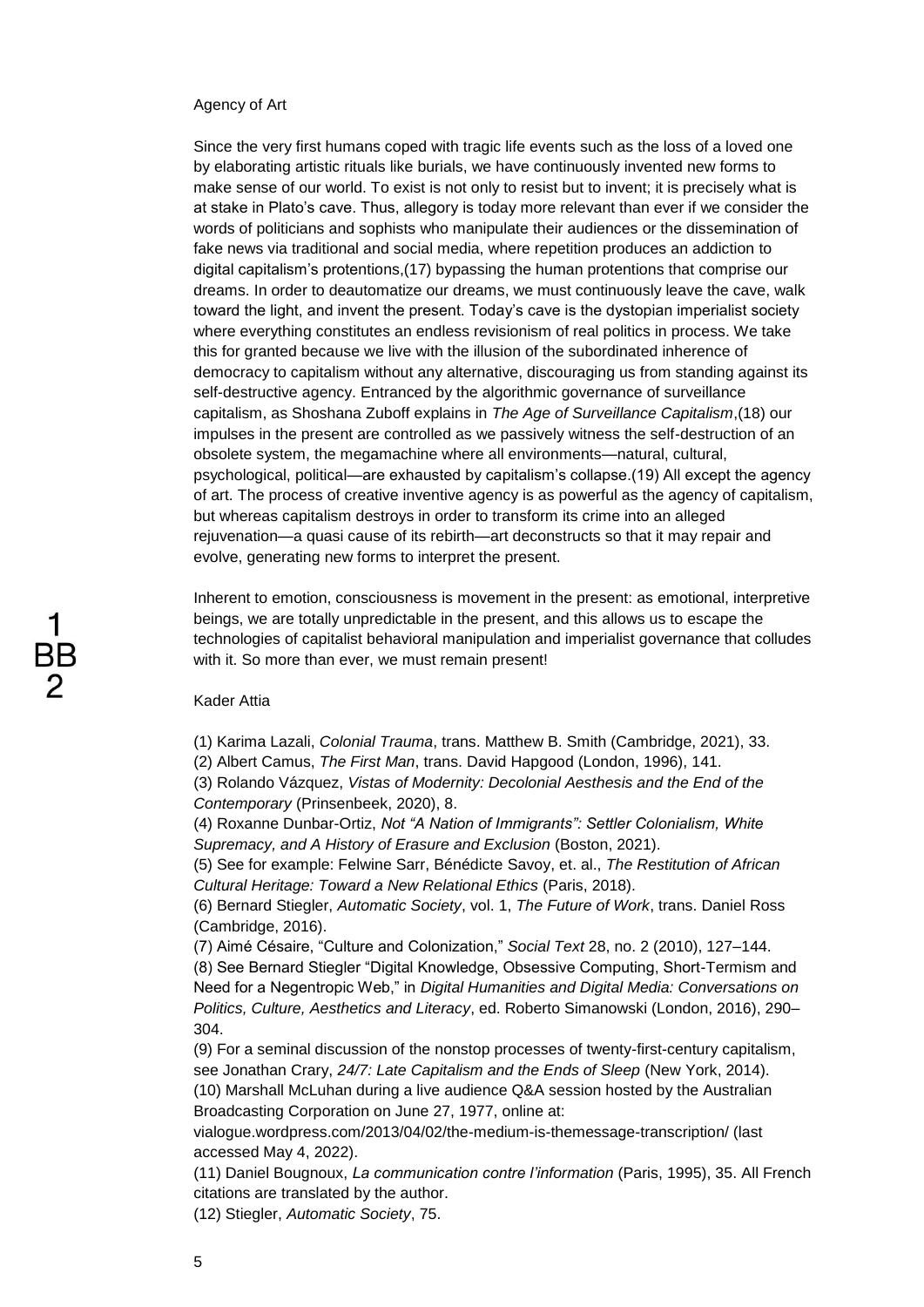Agency of Art

Since the very first humans coped with tragic life events such as the loss of a loved one by elaborating artistic rituals like burials, we have continuously invented new forms to make sense of our world. To exist is not only to resist but to invent; it is precisely what is at stake in Plato's cave. Thus, allegory is today more relevant than ever if we consider the words of politicians and sophists who manipulate their audiences or the dissemination of fake news via traditional and social media, where repetition produces an addiction to digital capitalism's protentions,(17) bypassing the human protentions that comprise our dreams. In order to deautomatize our dreams, we must continuously leave the cave, walk toward the light, and invent the present. Today's cave is the dystopian imperialist society where everything constitutes an endless revisionism of real politics in process. We take this for granted because we live with the illusion of the subordinated inherence of democracy to capitalism without any alternative, discouraging us from standing against its self-destructive agency. Entranced by the algorithmic governance of surveillance capitalism, as Shoshana Zuboff explains in *The Age of Surveillance Capitalism*,(18) our impulses in the present are controlled as we passively witness the self-destruction of an obsolete system, the megamachine where all environments—natural, cultural, psychological, political—are exhausted by capitalism's collapse.(19) All except the agency of art. The process of creative inventive agency is as powerful as the agency of capitalism, but whereas capitalism destroys in order to transform its crime into an alleged rejuvenation—a quasi cause of its rebirth—art deconstructs so that it may repair and evolve, generating new forms to interpret the present.

Inherent to emotion, consciousness is movement in the present: as emotional, interpretive beings, we are totally unpredictable in the present, and this allows us to escape the technologies of capitalist behavioral manipulation and imperialist governance that colludes with it. So more than ever, we must remain present!

Kader Attia

(1) Karima Lazali, *Colonial Trauma*, trans. Matthew B. Smith (Cambridge, 2021), 33.
(2) Albert Camus, *The First Man*, trans. David Hapgood (London, 1996), 141.
(3) Rolando Vázquez, *Vistas of Modernity: Decolonial Aesthesis and the End of the Contemporary* (Prinsenbeek, 2020), 8.
(4) Roxanne Dunbar-Ortiz, *Not "A Nation of Immigrants": Settler Colonialism, White Supremacy, and A History of Erasure and Exclusion* (Boston, 2021).
(5) See for example: Felwine Sarr, Bénédicte Savoy, et. al., *The Restitution of African Cultural Heritage: Toward a New Relational Ethics* (Paris, 2018).
(6) Bernard Stiegler, *Automatic Society*, vol. 1, *The Future of Work*, trans. Daniel Ross (Cambridge, 2016).
(7) Aimé Césaire, "Culture and Colonization," *Social Text* 28, no. 2 (2010), 127–144.
(8) See Bernard Stiegler "Digital Knowledge, Obsessive Computing, Short-Termism and Need for a Negentropic Web," in *Digital Humanities and Digital Media: Conversations on Politics, Culture, Aesthetics and Literacy*, ed. Roberto Simanowski (London, 2016), 290–304.
(9) For a seminal discussion of the nonstop processes of twenty-first-century capitalism, see Jonathan Crary, *24/7: Late Capitalism and the Ends of Sleep* (New York, 2014).
(10) Marshall McLuhan during a live audience Q&A session hosted by the Australian Broadcasting Corporation on June 27, 1977, online at: vialogue.wordpress.com/2013/04/02/the-medium-is-themessage-transcription/ (last accessed May 4, 2022).
(11) Daniel Bougnoux, *La communication contre l'information* (Paris, 1995), 35. All French citations are translated by the author.
(12) Stiegler, *Automatic Society*, 75.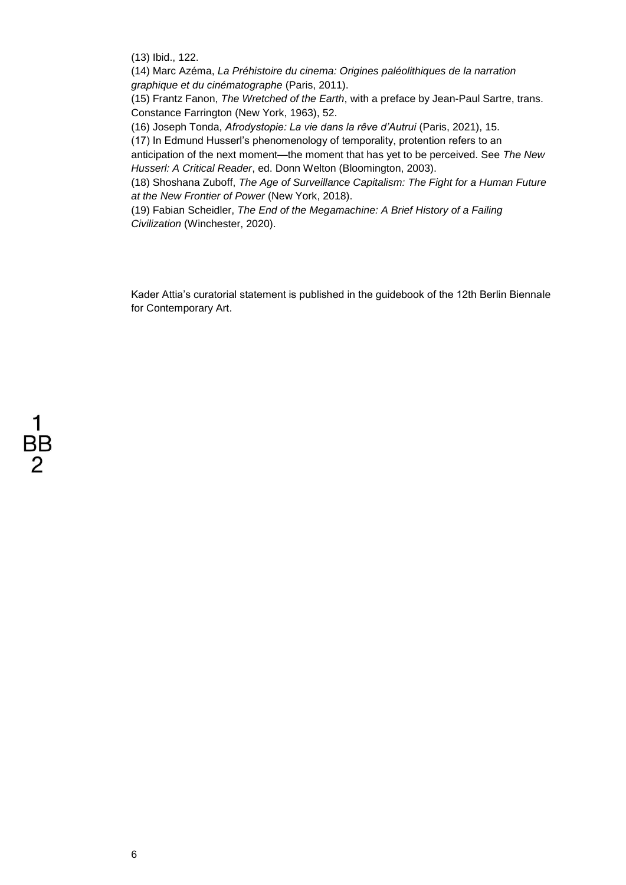(13) Ibid., 122.

(14) Marc Azéma, *La Préhistoire du cinema: Origines paléolithiques de la narration graphique et du cinématographe* (Paris, 2011).

(15) Frantz Fanon, *The Wretched of the Earth*, with a preface by Jean-Paul Sartre, trans. Constance Farrington (New York, 1963), 52.

(16) Joseph Tonda, *Afrodystopie: La vie dans la rêve d'Autrui* (Paris, 2021), 15.

(17) In Edmund Husserl's phenomenology of temporality, protention refers to an anticipation of the next moment—the moment that has yet to be perceived. See *The New Husserl: A Critical Reader*, ed. Donn Welton (Bloomington, 2003).

(18) Shoshana Zuboff, *The Age of Surveillance Capitalism: The Fight for a Human Future at the New Frontier of Power* (New York, 2018).

(19) Fabian Scheidler, *The End of the Megamachine: A Brief History of a Failing Civilization* (Winchester, 2020).

Kader Attia's curatorial statement is published in the guidebook of the 12th Berlin Biennale for Contemporary Art.